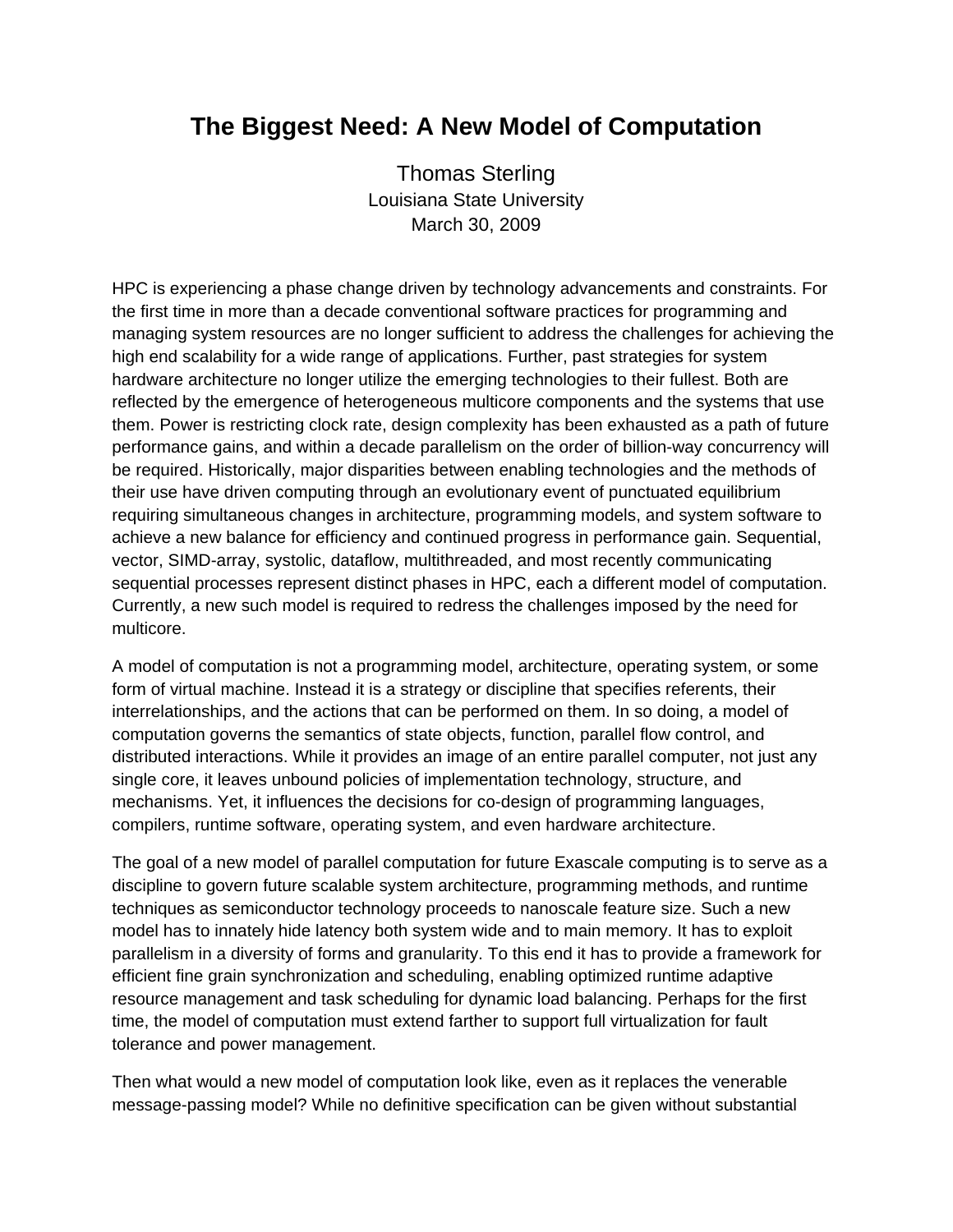# The Biggest Need: A New Model of Computation

Thomas Sterling
Louisiana State University
March 30, 2009

HPC is experiencing a phase change driven by technology advancements and constraints. For the first time in more than a decade conventional software practices for programming and managing system resources are no longer sufficient to address the challenges for achieving the high end scalability for a wide range of applications. Further, past strategies for system hardware architecture no longer utilize the emerging technologies to their fullest. Both are reflected by the emergence of heterogeneous multicore components and the systems that use them. Power is restricting clock rate, design complexity has been exhausted as a path of future performance gains, and within a decade parallelism on the order of billion-way concurrency will be required. Historically, major disparities between enabling technologies and the methods of their use have driven computing through an evolutionary event of punctuated equilibrium requiring simultaneous changes in architecture, programming models, and system software to achieve a new balance for efficiency and continued progress in performance gain. Sequential, vector, SIMD-array, systolic, dataflow, multithreaded, and most recently communicating sequential processes represent distinct phases in HPC, each a different model of computation. Currently, a new such model is required to redress the challenges imposed by the need for multicore.

A model of computation is not a programming model, architecture, operating system, or some form of virtual machine. Instead it is a strategy or discipline that specifies referents, their interrelationships, and the actions that can be performed on them. In so doing, a model of computation governs the semantics of state objects, function, parallel flow control, and distributed interactions. While it provides an image of an entire parallel computer, not just any single core, it leaves unbound policies of implementation technology, structure, and mechanisms. Yet, it influences the decisions for co-design of programming languages, compilers, runtime software, operating system, and even hardware architecture.

The goal of a new model of parallel computation for future Exascale computing is to serve as a discipline to govern future scalable system architecture, programming methods, and runtime techniques as semiconductor technology proceeds to nanoscale feature size. Such a new model has to innately hide latency both system wide and to main memory. It has to exploit parallelism in a diversity of forms and granularity. To this end it has to provide a framework for efficient fine grain synchronization and scheduling, enabling optimized runtime adaptive resource management and task scheduling for dynamic load balancing. Perhaps for the first time, the model of computation must extend farther to support full virtualization for fault tolerance and power management.

Then what would a new model of computation look like, even as it replaces the venerable message-passing model? While no definitive specification can be given without substantial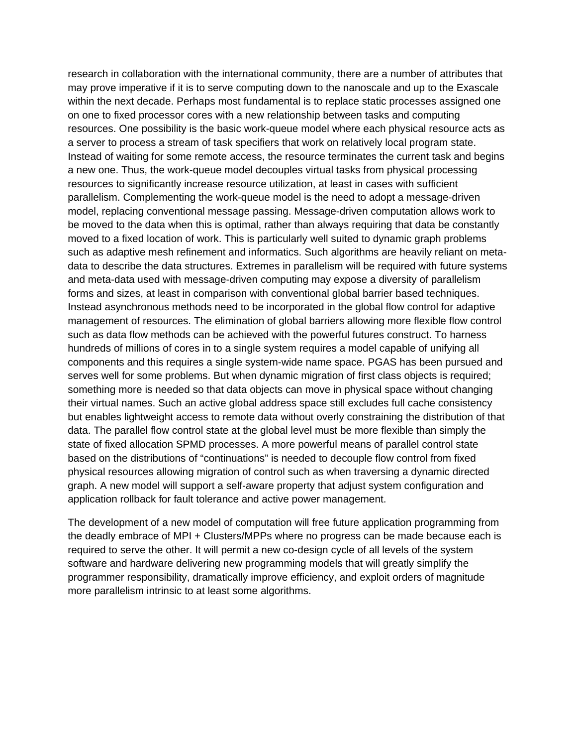research in collaboration with the international community, there are a number of attributes that may prove imperative if it is to serve computing down to the nanoscale and up to the Exascale within the next decade. Perhaps most fundamental is to replace static processes assigned one on one to fixed processor cores with a new relationship between tasks and computing resources. One possibility is the basic work-queue model where each physical resource acts as a server to process a stream of task specifiers that work on relatively local program state. Instead of waiting for some remote access, the resource terminates the current task and begins a new one. Thus, the work-queue model decouples virtual tasks from physical processing resources to significantly increase resource utilization, at least in cases with sufficient parallelism. Complementing the work-queue model is the need to adopt a message-driven model, replacing conventional message passing. Message-driven computation allows work to be moved to the data when this is optimal, rather than always requiring that data be constantly moved to a fixed location of work. This is particularly well suited to dynamic graph problems such as adaptive mesh refinement and informatics. Such algorithms are heavily reliant on meta-data to describe the data structures. Extremes in parallelism will be required with future systems and meta-data used with message-driven computing may expose a diversity of parallelism forms and sizes, at least in comparison with conventional global barrier based techniques. Instead asynchronous methods need to be incorporated in the global flow control for adaptive management of resources. The elimination of global barriers allowing more flexible flow control such as data flow methods can be achieved with the powerful futures construct. To harness hundreds of millions of cores in to a single system requires a model capable of unifying all components and this requires a single system-wide name space. PGAS has been pursued and serves well for some problems. But when dynamic migration of first class objects is required; something more is needed so that data objects can move in physical space without changing their virtual names. Such an active global address space still excludes full cache consistency but enables lightweight access to remote data without overly constraining the distribution of that data. The parallel flow control state at the global level must be more flexible than simply the state of fixed allocation SPMD processes. A more powerful means of parallel control state based on the distributions of "continuations" is needed to decouple flow control from fixed physical resources allowing migration of control such as when traversing a dynamic directed graph. A new model will support a self-aware property that adjust system configuration and application rollback for fault tolerance and active power management.

The development of a new model of computation will free future application programming from the deadly embrace of MPI + Clusters/MPPs where no progress can be made because each is required to serve the other. It will permit a new co-design cycle of all levels of the system software and hardware delivering new programming models that will greatly simplify the programmer responsibility, dramatically improve efficiency, and exploit orders of magnitude more parallelism intrinsic to at least some algorithms.